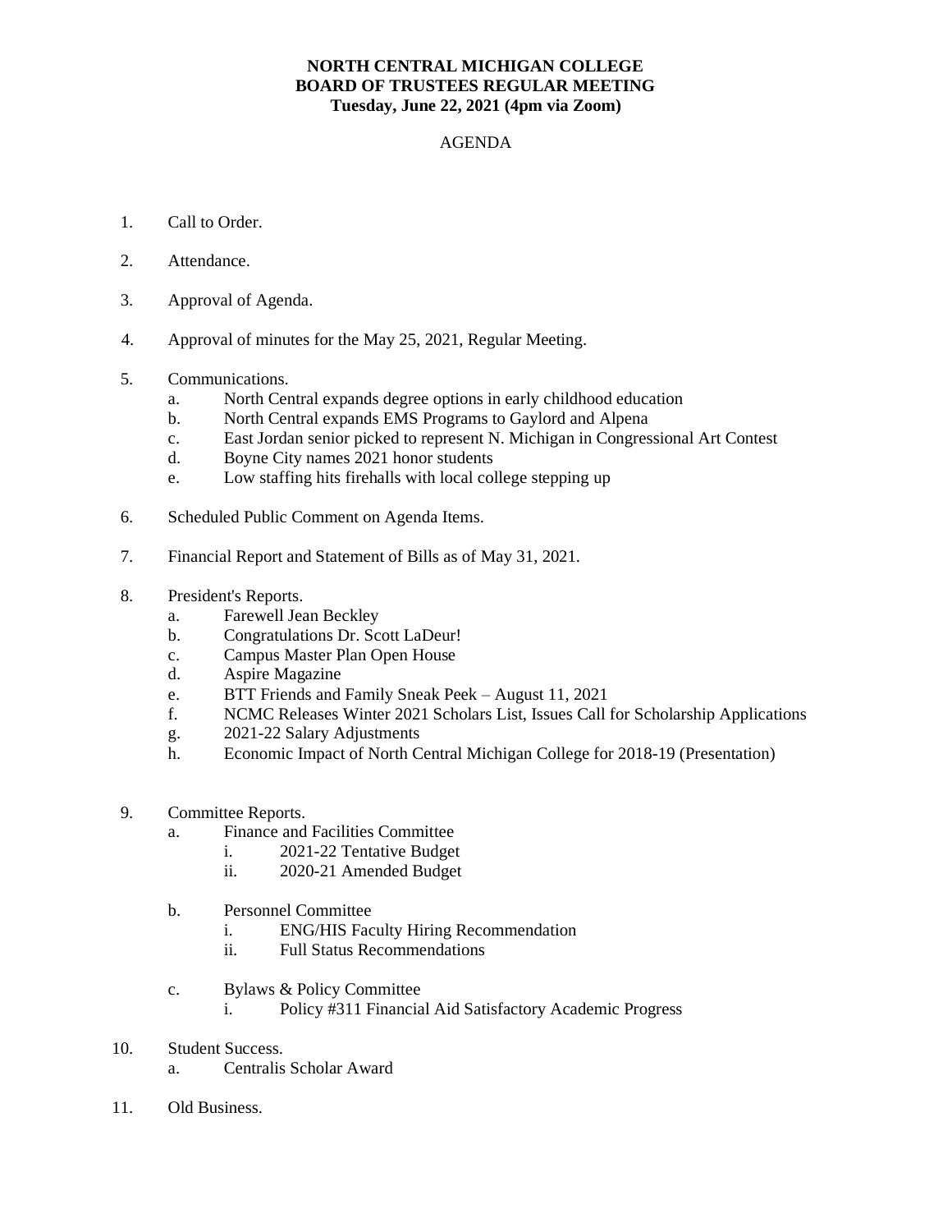**NORTH CENTRAL MICHIGAN COLLEGE**
**BOARD OF TRUSTEES REGULAR MEETING**
**Tuesday, June 22, 2021 (4pm via Zoom)**

AGENDA

1. Call to Order.

2. Attendance.

3. Approval of Agenda.

4. Approval of minutes for the May 25, 2021, Regular Meeting.

5. Communications.
   a. North Central expands degree options in early childhood education
   b. North Central expands EMS Programs to Gaylord and Alpena
   c. East Jordan senior picked to represent N. Michigan in Congressional Art Contest
   d. Boyne City names 2021 honor students
   e. Low staffing hits firehalls with local college stepping up

6. Scheduled Public Comment on Agenda Items.

7. Financial Report and Statement of Bills as of May 31, 2021.

8. President's Reports.
   a. Farewell Jean Beckley
   b. Congratulations Dr. Scott LaDeur!
   c. Campus Master Plan Open House
   d. Aspire Magazine
   e. BTT Friends and Family Sneak Peek – August 11, 2021
   f. NCMC Releases Winter 2021 Scholars List, Issues Call for Scholarship Applications
   g. 2021-22 Salary Adjustments
   h. Economic Impact of North Central Michigan College for 2018-19 (Presentation)

9. Committee Reports.
   a. Finance and Facilities Committee
      i. 2021-22 Tentative Budget
      ii. 2020-21 Amended Budget

   b. Personnel Committee
      i. ENG/HIS Faculty Hiring Recommendation
      ii. Full Status Recommendations

   c. Bylaws & Policy Committee
      i. Policy #311 Financial Aid Satisfactory Academic Progress

10. Student Success.
    a. Centralis Scholar Award

11. Old Business.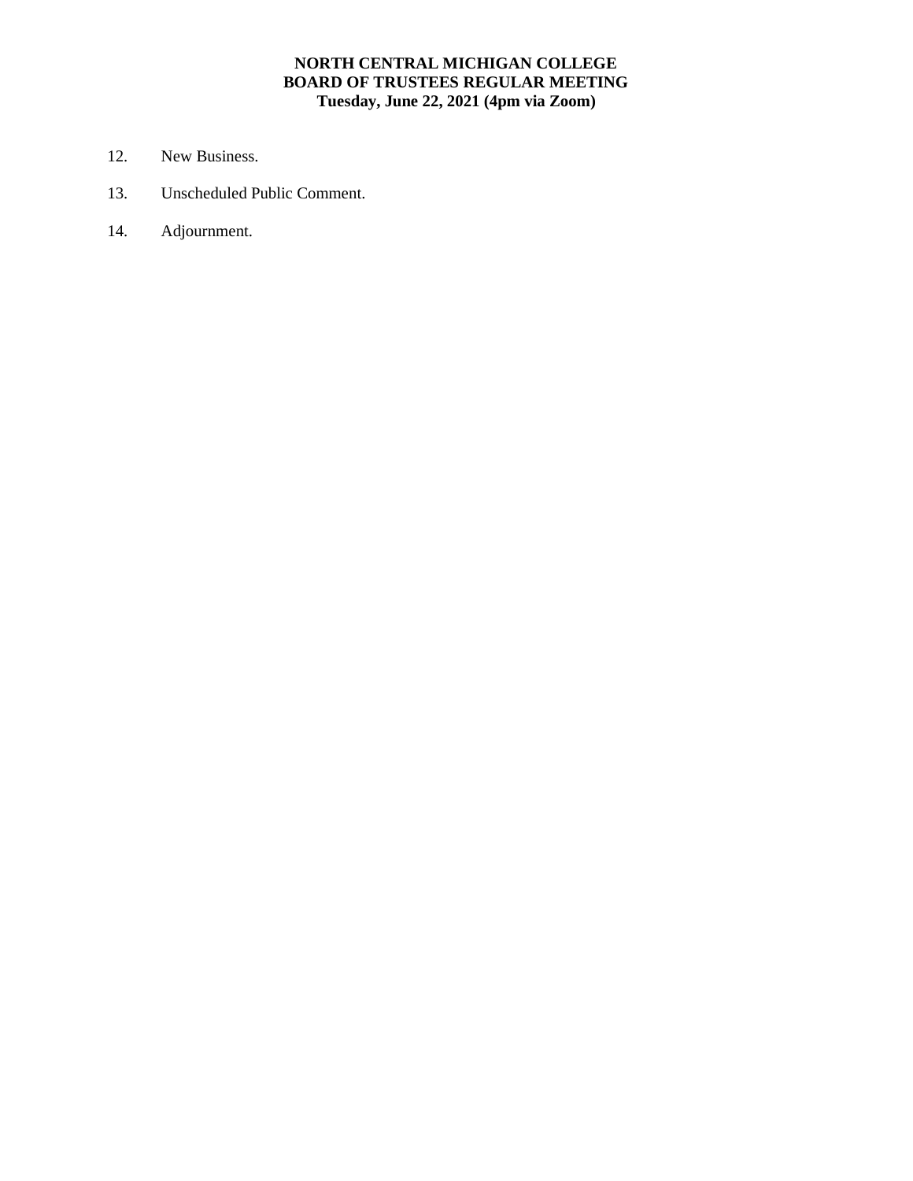**NORTH CENTRAL MICHIGAN COLLEGE**
**BOARD OF TRUSTEES REGULAR MEETING**
**Tuesday, June 22, 2021 (4pm via Zoom)**

12. New Business.

13. Unscheduled Public Comment.

14. Adjournment.